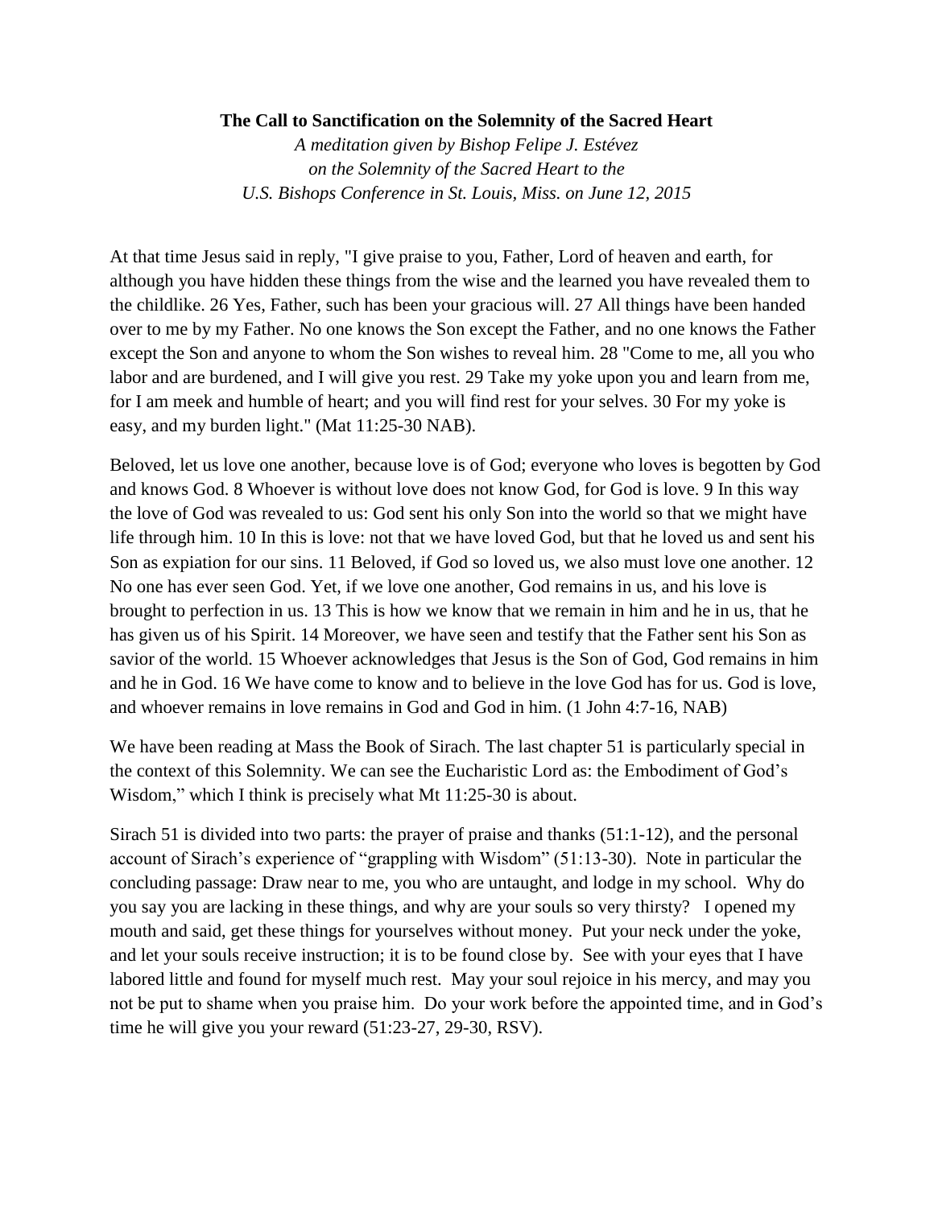**The Call to Sanctification on the Solemnity of the Sacred Heart**

*A meditation given by Bishop Felipe J. Estévez*
*on the Solemnity of the Sacred Heart to the*
*U.S. Bishops Conference in St. Louis, Miss. on June 12, 2015*

At that time Jesus said in reply, "I give praise to you, Father, Lord of heaven and earth, for although you have hidden these things from the wise and the learned you have revealed them to the childlike. 26 Yes, Father, such has been your gracious will. 27 All things have been handed over to me by my Father. No one knows the Son except the Father, and no one knows the Father except the Son and anyone to whom the Son wishes to reveal him. 28 "Come to me, all you who labor and are burdened, and I will give you rest. 29 Take my yoke upon you and learn from me, for I am meek and humble of heart; and you will find rest for your selves. 30 For my yoke is easy, and my burden light." (Mat 11:25-30 NAB).

Beloved, let us love one another, because love is of God; everyone who loves is begotten by God and knows God. 8 Whoever is without love does not know God, for God is love. 9 In this way the love of God was revealed to us: God sent his only Son into the world so that we might have life through him. 10 In this is love: not that we have loved God, but that he loved us and sent his Son as expiation for our sins. 11 Beloved, if God so loved us, we also must love one another. 12 No one has ever seen God. Yet, if we love one another, God remains in us, and his love is brought to perfection in us. 13 This is how we know that we remain in him and he in us, that he has given us of his Spirit. 14 Moreover, we have seen and testify that the Father sent his Son as savior of the world. 15 Whoever acknowledges that Jesus is the Son of God, God remains in him and he in God. 16 We have come to know and to believe in the love God has for us. God is love, and whoever remains in love remains in God and God in him. (1 John 4:7-16, NAB)

We have been reading at Mass the Book of Sirach. The last chapter 51 is particularly special in the context of this Solemnity. We can see the Eucharistic Lord as: the Embodiment of God's Wisdom," which I think is precisely what Mt 11:25-30 is about.

Sirach 51 is divided into two parts: the prayer of praise and thanks (51:1-12), and the personal account of Sirach's experience of "grappling with Wisdom" (51:13-30). Note in particular the concluding passage: Draw near to me, you who are untaught, and lodge in my school. Why do you say you are lacking in these things, and why are your souls so very thirsty? I opened my mouth and said, get these things for yourselves without money. Put your neck under the yoke, and let your souls receive instruction; it is to be found close by. See with your eyes that I have labored little and found for myself much rest. May your soul rejoice in his mercy, and may you not be put to shame when you praise him. Do your work before the appointed time, and in God's time he will give you your reward (51:23-27, 29-30, RSV).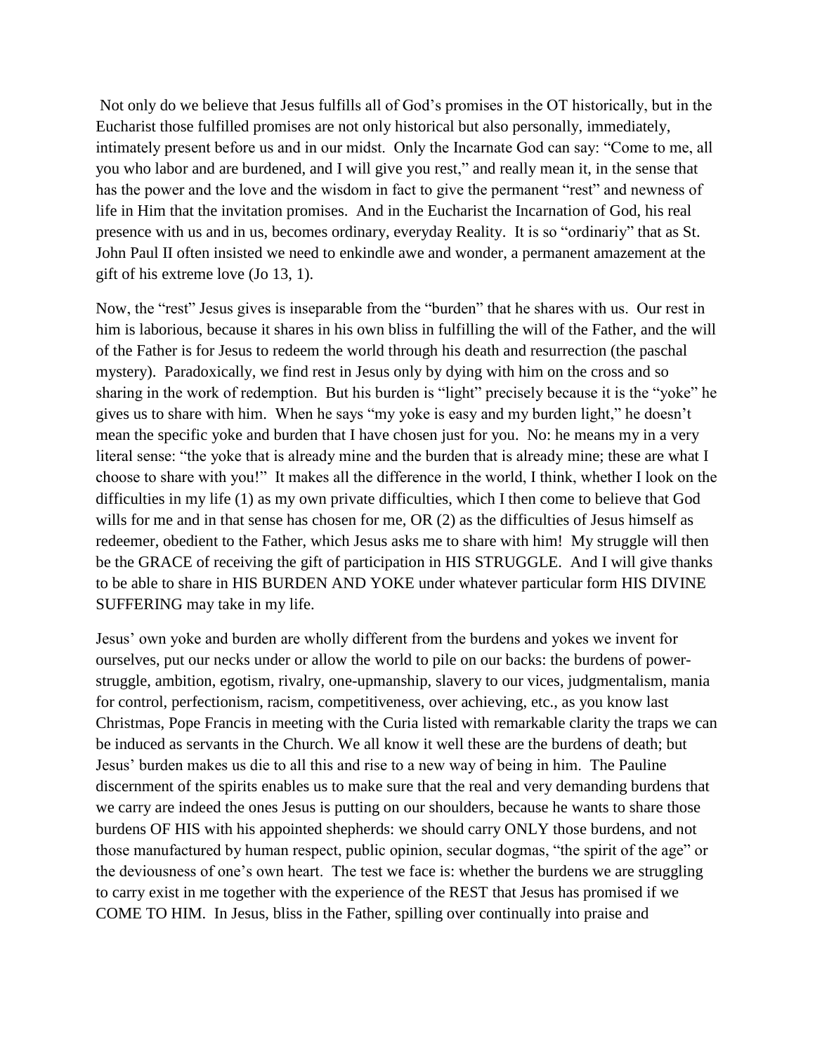Not only do we believe that Jesus fulfills all of God's promises in the OT historically, but in the Eucharist those fulfilled promises are not only historical but also personally, immediately, intimately present before us and in our midst. Only the Incarnate God can say: "Come to me, all you who labor and are burdened, and I will give you rest," and really mean it, in the sense that has the power and the love and the wisdom in fact to give the permanent "rest" and newness of life in Him that the invitation promises. And in the Eucharist the Incarnation of God, his real presence with us and in us, becomes ordinary, everyday Reality. It is so "ordinariy" that as St. John Paul II often insisted we need to enkindle awe and wonder, a permanent amazement at the gift of his extreme love (Jo 13, 1).

Now, the "rest" Jesus gives is inseparable from the "burden" that he shares with us. Our rest in him is laborious, because it shares in his own bliss in fulfilling the will of the Father, and the will of the Father is for Jesus to redeem the world through his death and resurrection (the paschal mystery). Paradoxically, we find rest in Jesus only by dying with him on the cross and so sharing in the work of redemption. But his burden is "light" precisely because it is the "yoke" he gives us to share with him. When he says "my yoke is easy and my burden light," he doesn't mean the specific yoke and burden that I have chosen just for you. No: he means my in a very literal sense: "the yoke that is already mine and the burden that is already mine; these are what I choose to share with you!" It makes all the difference in the world, I think, whether I look on the difficulties in my life (1) as my own private difficulties, which I then come to believe that God wills for me and in that sense has chosen for me, OR (2) as the difficulties of Jesus himself as redeemer, obedient to the Father, which Jesus asks me to share with him! My struggle will then be the GRACE of receiving the gift of participation in HIS STRUGGLE. And I will give thanks to be able to share in HIS BURDEN AND YOKE under whatever particular form HIS DIVINE SUFFERING may take in my life.

Jesus' own yoke and burden are wholly different from the burdens and yokes we invent for ourselves, put our necks under or allow the world to pile on our backs: the burdens of power-struggle, ambition, egotism, rivalry, one-upmanship, slavery to our vices, judgmentalism, mania for control, perfectionism, racism, competitiveness, over achieving, etc., as you know last Christmas, Pope Francis in meeting with the Curia listed with remarkable clarity the traps we can be induced as servants in the Church. We all know it well these are the burdens of death; but Jesus' burden makes us die to all this and rise to a new way of being in him. The Pauline discernment of the spirits enables us to make sure that the real and very demanding burdens that we carry are indeed the ones Jesus is putting on our shoulders, because he wants to share those burdens OF HIS with his appointed shepherds: we should carry ONLY those burdens, and not those manufactured by human respect, public opinion, secular dogmas, "the spirit of the age" or the deviousness of one's own heart. The test we face is: whether the burdens we are struggling to carry exist in me together with the experience of the REST that Jesus has promised if we COME TO HIM. In Jesus, bliss in the Father, spilling over continually into praise and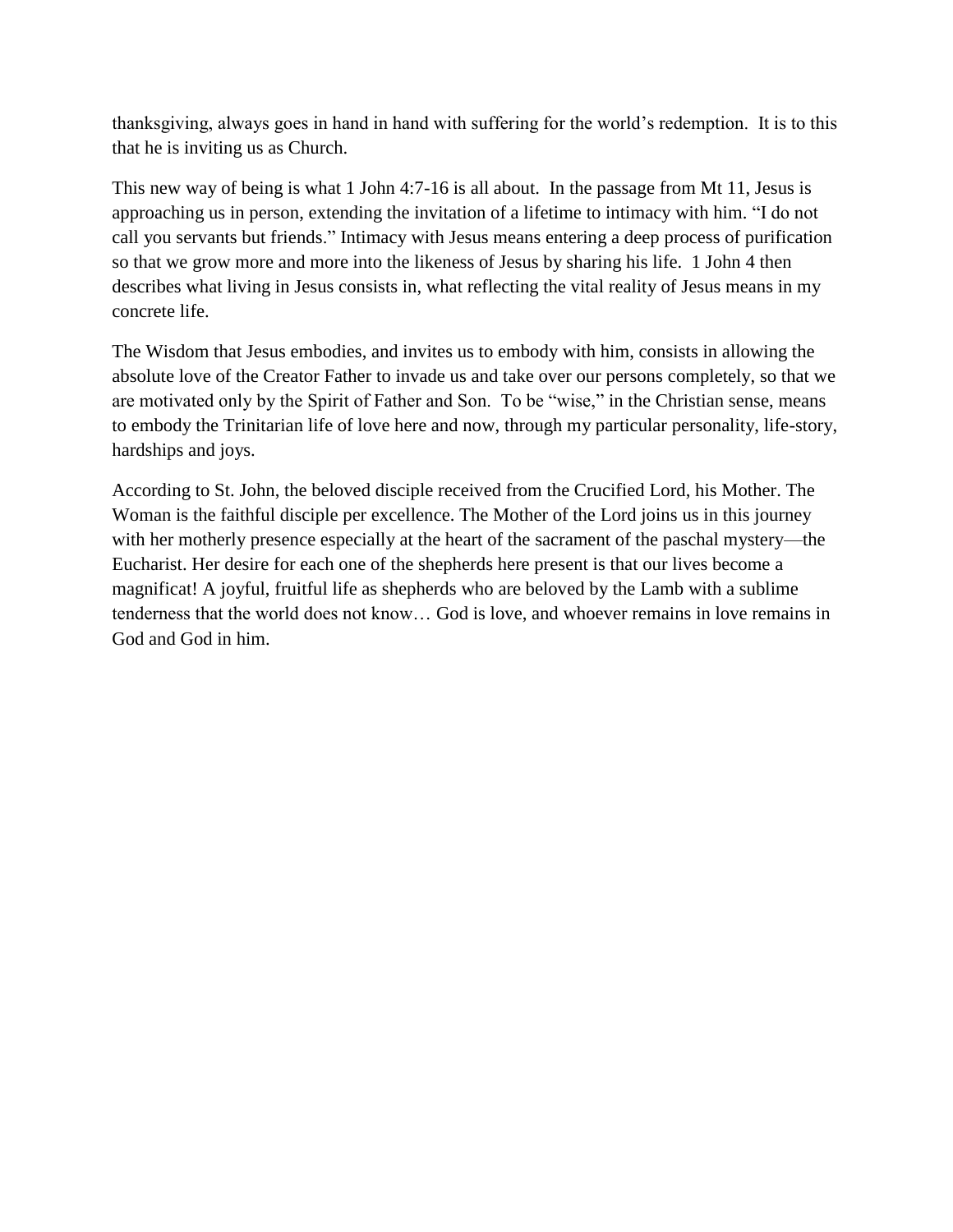thanksgiving, always goes in hand in hand with suffering for the world's redemption.  It is to this that he is inviting us as Church.

This new way of being is what 1 John 4:7-16 is all about.  In the passage from Mt 11, Jesus is approaching us in person, extending the invitation of a lifetime to intimacy with him. "I do not call you servants but friends." Intimacy with Jesus means entering a deep process of purification so that we grow more and more into the likeness of Jesus by sharing his life.  1 John 4 then describes what living in Jesus consists in, what reflecting the vital reality of Jesus means in my concrete life.

The Wisdom that Jesus embodies, and invites us to embody with him, consists in allowing the absolute love of the Creator Father to invade us and take over our persons completely, so that we are motivated only by the Spirit of Father and Son.  To be "wise," in the Christian sense, means to embody the Trinitarian life of love here and now, through my particular personality, life-story, hardships and joys.

According to St. John, the beloved disciple received from the Crucified Lord, his Mother. The Woman is the faithful disciple per excellence. The Mother of the Lord joins us in this journey with her motherly presence especially at the heart of the sacrament of the paschal mystery—the Eucharist. Her desire for each one of the shepherds here present is that our lives become a magnificat! A joyful, fruitful life as shepherds who are beloved by the Lamb with a sublime tenderness that the world does not know… God is love, and whoever remains in love remains in God and God in him.